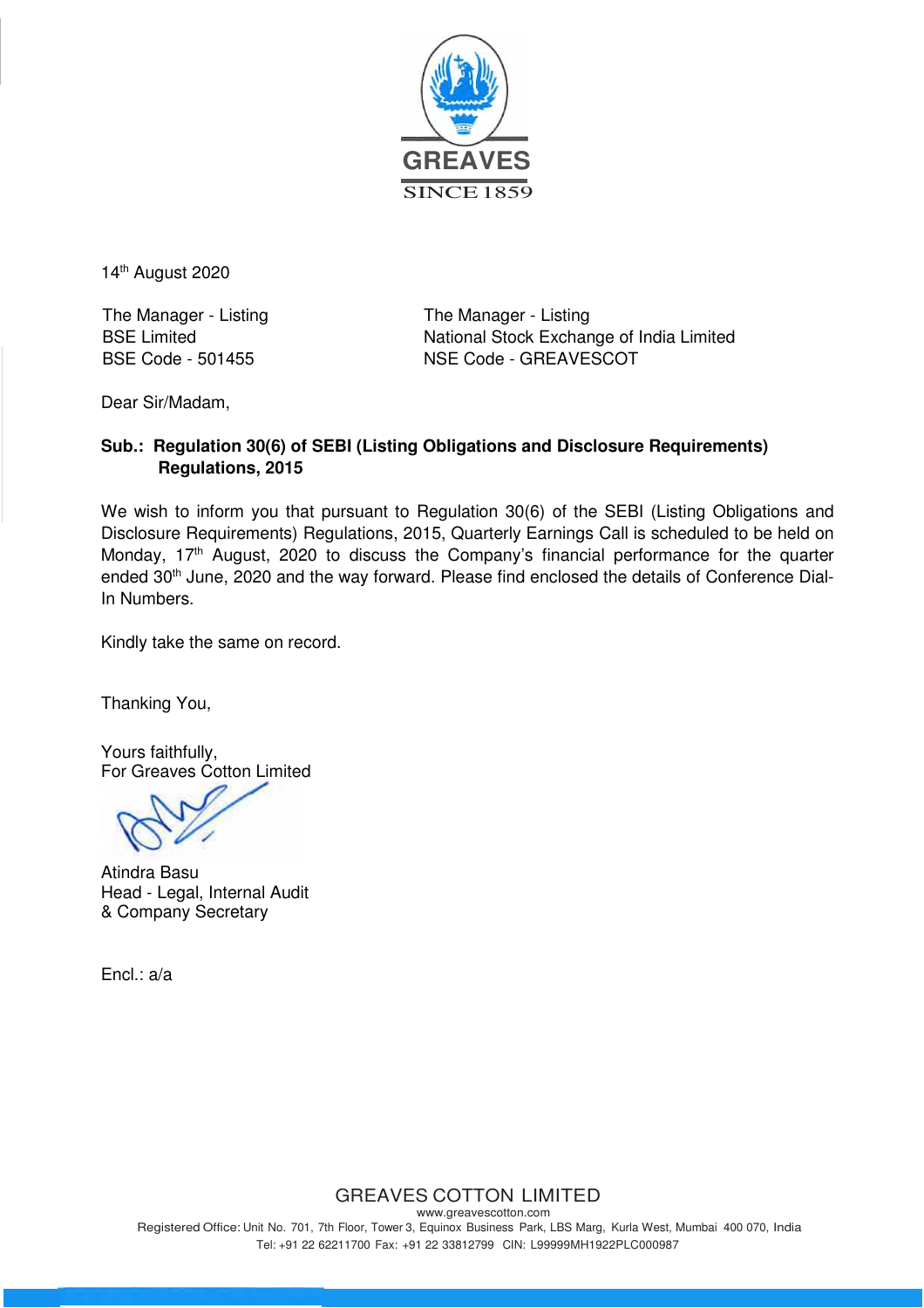GREAVES

SINCE 1859

14th August 2020

The Manager - Listing
BSE Limited
BSE Code - 501455

The Manager - Listing
National Stock Exchange of India Limited
NSE Code - GREAVESCOT

Dear Sir/Madam,

**Sub.: Regulation 30(6) of SEBI (Listing Obligations and Disclosure Requirements) Regulations, 2015**

We wish to inform you that pursuant to Regulation 30(6) of the SEBI (Listing Obligations and Disclosure Requirements) Regulations, 2015, Quarterly Earnings Call is scheduled to be held on Monday, 17th August, 2020 to discuss the Company's financial performance for the quarter ended 30th June, 2020 and the way forward. Please find enclosed the details of Conference Dial-In Numbers.

Kindly take the same on record.

Thanking You,

Yours faithfully,
For Greaves Cotton Limited

Atindra Basu
Head - Legal, Internal Audit
& Company Secretary

Encl.: a/a

GREAVES COTTON LIMITED
www.greavescotton.com
Registered Office: Unit No. 701, 7th Floor, Tower 3, Equinox Business Park, LBS Marg, Kurla West, Mumbai 400 070, India
Tel: +91 22 62211700 Fax: +91 22 33812799 CIN: L99999MH1922PLC000987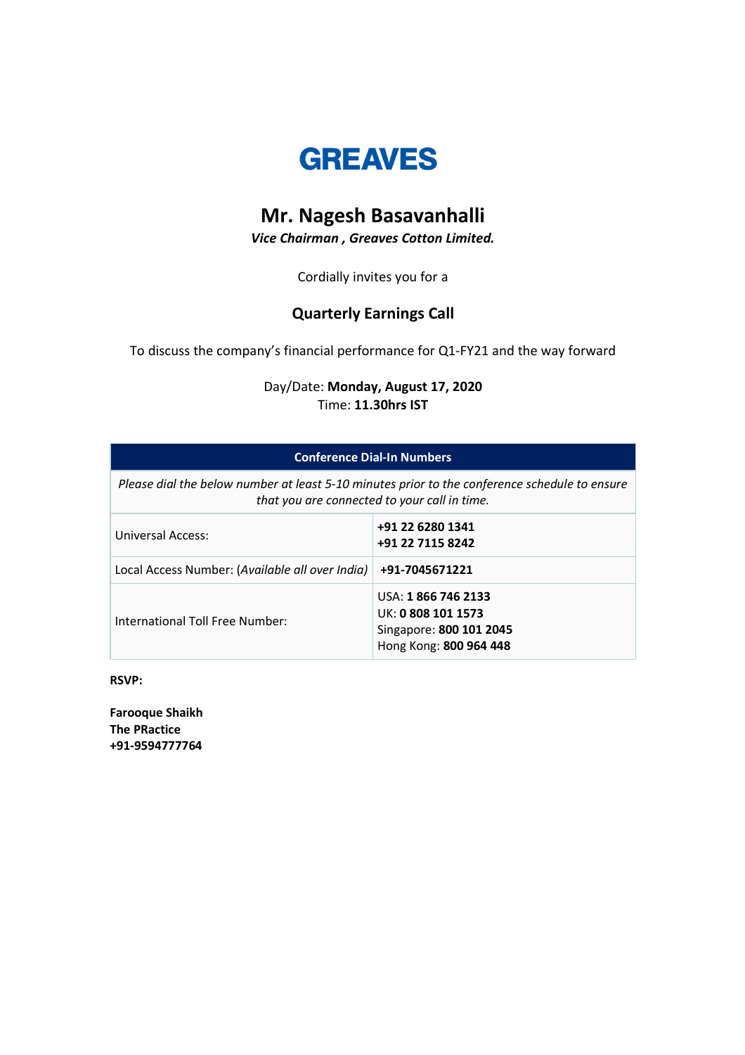# GREAVES

## Mr. Nagesh Basavanhalli

***Vice Chairman , Greaves Cotton Limited.***

Cordially invites you for a

### Quarterly Earnings Call

To discuss the company's financial performance for Q1-FY21 and the way forward

Day/Date: **Monday, August 17, 2020**
Time: **11.30hrs IST**

| Conference Dial-In Numbers | |
|---|---|
| *Please dial the below number at least 5-10 minutes prior to the conference schedule to ensure that you are connected to your call in time.* | |
| Universal Access: | **+91 22 6280 1341**<br>**+91 22 7115 8242** |
| Local Access Number: (*Available all over India*) | **+91-7045671221** |
| International Toll Free Number: | USA: **1 866 746 2133**<br>UK: **0 808 101 1573**<br>Singapore: **800 101 2045**<br>Hong Kong: **800 964 448** |

**RSVP:**

**Farooque Shaikh**
**The PRactice**
**+91-9594777764**